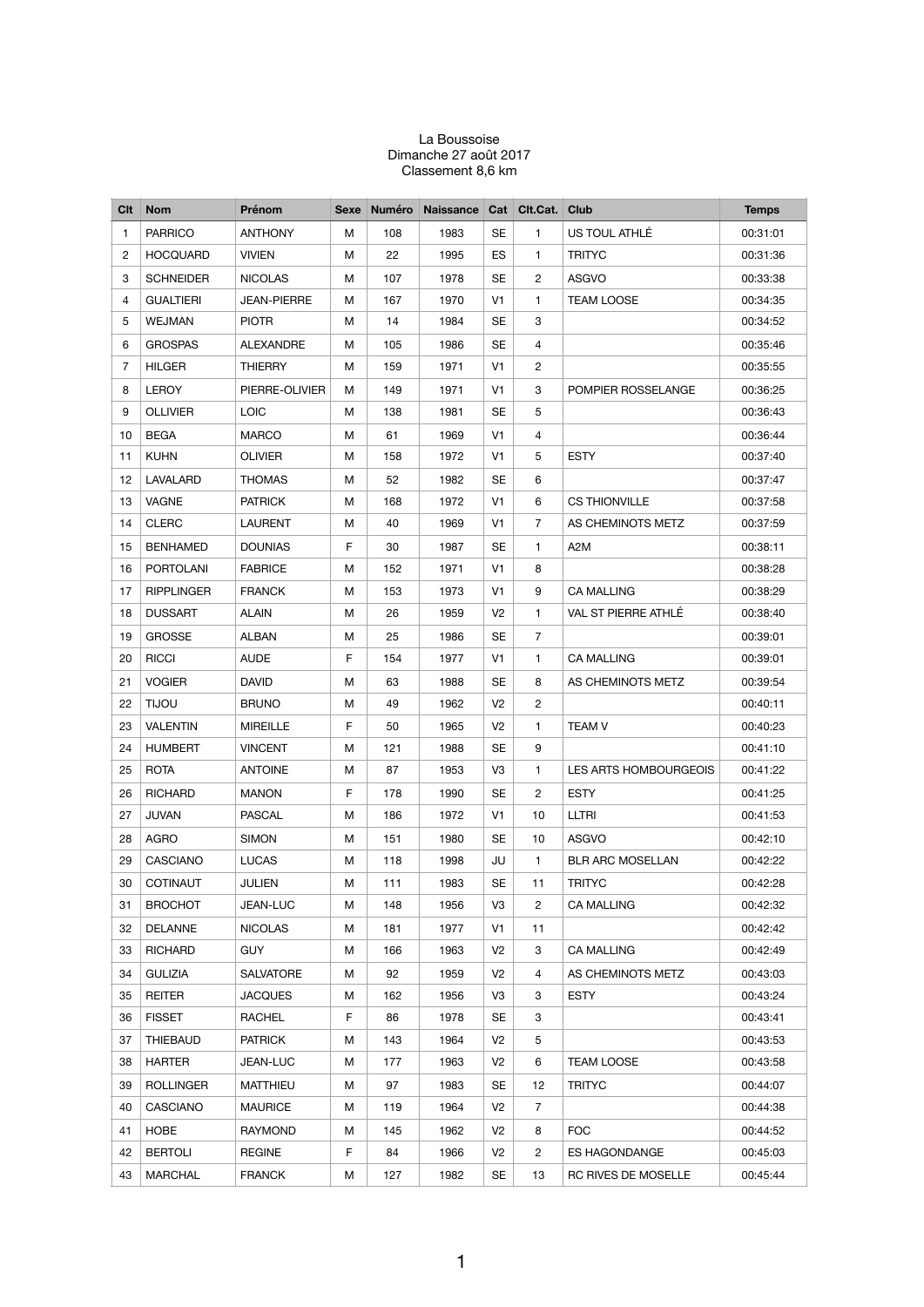La Boussoise
Dimanche 27 août 2017
Classement 8,6 km

| Clt | Nom | Prénom | Sexe | Numéro | Naissance | Cat | Clt.Cat. | Club | Temps |
|---|---|---|---|---|---|---|---|---|---|
| 1 | PARRICO | ANTHONY | M | 108 | 1983 | SE | 1 | US TOUL ATHLÉ | 00:31:01 |
| 2 | HOCQUARD | VIVIEN | M | 22 | 1995 | ES | 1 | TRITYC | 00:31:36 |
| 3 | SCHNEIDER | NICOLAS | M | 107 | 1978 | SE | 2 | ASGVO | 00:33:38 |
| 4 | GUALTIERI | JEAN-PIERRE | M | 167 | 1970 | V1 | 1 | TEAM LOOSE | 00:34:35 |
| 5 | WEJMAN | PIOTR | M | 14 | 1984 | SE | 3 | | 00:34:52 |
| 6 | GROSPAS | ALEXANDRE | M | 105 | 1986 | SE | 4 | | 00:35:46 |
| 7 | HILGER | THIERRY | M | 159 | 1971 | V1 | 2 | | 00:35:55 |
| 8 | LEROY | PIERRE-OLIVIER | M | 149 | 1971 | V1 | 3 | POMPIER ROSSELANGE | 00:36:25 |
| 9 | OLLIVIER | LOIC | M | 138 | 1981 | SE | 5 | | 00:36:43 |
| 10 | BEGA | MARCO | M | 61 | 1969 | V1 | 4 | | 00:36:44 |
| 11 | KUHN | OLIVIER | M | 158 | 1972 | V1 | 5 | ESTY | 00:37:40 |
| 12 | LAVALARD | THOMAS | M | 52 | 1982 | SE | 6 | | 00:37:47 |
| 13 | VAGNE | PATRICK | M | 168 | 1972 | V1 | 6 | CS THIONVILLE | 00:37:58 |
| 14 | CLERC | LAURENT | M | 40 | 1969 | V1 | 7 | AS CHEMINOTS METZ | 00:37:59 |
| 15 | BENHAMED | DOUNIAS | F | 30 | 1987 | SE | 1 | A2M | 00:38:11 |
| 16 | PORTOLANI | FABRICE | M | 152 | 1971 | V1 | 8 | | 00:38:28 |
| 17 | RIPPLINGER | FRANCK | M | 153 | 1973 | V1 | 9 | CA MALLING | 00:38:29 |
| 18 | DUSSART | ALAIN | M | 26 | 1959 | V2 | 1 | VAL ST PIERRE ATHLÉ | 00:38:40 |
| 19 | GROSSE | ALBAN | M | 25 | 1986 | SE | 7 | | 00:39:01 |
| 20 | RICCI | AUDE | F | 154 | 1977 | V1 | 1 | CA MALLING | 00:39:01 |
| 21 | VOGIER | DAVID | M | 63 | 1988 | SE | 8 | AS CHEMINOTS METZ | 00:39:54 |
| 22 | TIJOU | BRUNO | M | 49 | 1962 | V2 | 2 | | 00:40:11 |
| 23 | VALENTIN | MIREILLE | F | 50 | 1965 | V2 | 1 | TEAM V | 00:40:23 |
| 24 | HUMBERT | VINCENT | M | 121 | 1988 | SE | 9 | | 00:41:10 |
| 25 | ROTA | ANTOINE | M | 87 | 1953 | V3 | 1 | LES ARTS HOMBOURGEOIS | 00:41:22 |
| 26 | RICHARD | MANON | F | 178 | 1990 | SE | 2 | ESTY | 00:41:25 |
| 27 | JUVAN | PASCAL | M | 186 | 1972 | V1 | 10 | LLTRI | 00:41:53 |
| 28 | AGRO | SIMON | M | 151 | 1980 | SE | 10 | ASGVO | 00:42:10 |
| 29 | CASCIANO | LUCAS | M | 118 | 1998 | JU | 1 | BLR ARC MOSELLAN | 00:42:22 |
| 30 | COTINAUT | JULIEN | M | 111 | 1983 | SE | 11 | TRITYC | 00:42:28 |
| 31 | BROCHOT | JEAN-LUC | M | 148 | 1956 | V3 | 2 | CA MALLING | 00:42:32 |
| 32 | DELANNE | NICOLAS | M | 181 | 1977 | V1 | 11 | | 00:42:42 |
| 33 | RICHARD | GUY | M | 166 | 1963 | V2 | 3 | CA MALLING | 00:42:49 |
| 34 | GULIZIA | SALVATORE | M | 92 | 1959 | V2 | 4 | AS CHEMINOTS METZ | 00:43:03 |
| 35 | REITER | JACQUES | M | 162 | 1956 | V3 | 3 | ESTY | 00:43:24 |
| 36 | FISSET | RACHEL | F | 86 | 1978 | SE | 3 | | 00:43:41 |
| 37 | THIEBAUD | PATRICK | M | 143 | 1964 | V2 | 5 | | 00:43:53 |
| 38 | HARTER | JEAN-LUC | M | 177 | 1963 | V2 | 6 | TEAM LOOSE | 00:43:58 |
| 39 | ROLLINGER | MATTHIEU | M | 97 | 1983 | SE | 12 | TRITYC | 00:44:07 |
| 40 | CASCIANO | MAURICE | M | 119 | 1964 | V2 | 7 | | 00:44:38 |
| 41 | HOBE | RAYMOND | M | 145 | 1962 | V2 | 8 | FOC | 00:44:52 |
| 42 | BERTOLI | REGINE | F | 84 | 1966 | V2 | 2 | ES HAGONDANGE | 00:45:03 |
| 43 | MARCHAL | FRANCK | M | 127 | 1982 | SE | 13 | RC RIVES DE MOSELLE | 00:45:44 |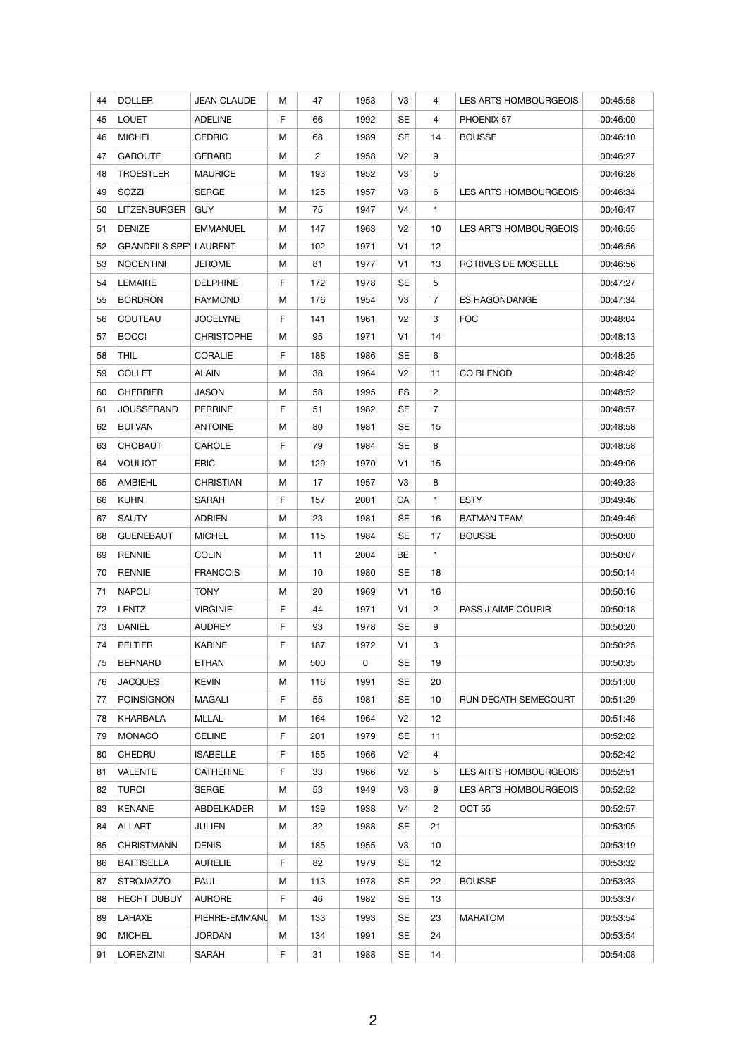| 44 | DOLLER | JEAN CLAUDE | M | 47 | 1953 | V3 | 4 | LES ARTS HOMBOURGEOIS | 00:45:58 |
|---|---|---|---|---|---|---|---|---|---|
| 45 | LOUET | ADELINE | F | 66 | 1992 | SE | 4 | PHOENIX 57 | 00:46:00 |
| 46 | MICHEL | CEDRIC | M | 68 | 1989 | SE | 14 | BOUSSE | 00:46:10 |
| 47 | GAROUTE | GERARD | M | 2 | 1958 | V2 | 9 | | 00:46:27 |
| 48 | TROESTLER | MAURICE | M | 193 | 1952 | V3 | 5 | | 00:46:28 |
| 49 | SOZZI | SERGE | M | 125 | 1957 | V3 | 6 | LES ARTS HOMBOURGEOIS | 00:46:34 |
| 50 | LITZENBURGER | GUY | M | 75 | 1947 | V4 | 1 | | 00:46:47 |
| 51 | DENIZE | EMMANUEL | M | 147 | 1963 | V2 | 10 | LES ARTS HOMBOURGEOIS | 00:46:55 |
| 52 | GRANDFILS SPEY | LAURENT | M | 102 | 1971 | V1 | 12 | | 00:46:56 |
| 53 | NOCENTINI | JEROME | M | 81 | 1977 | V1 | 13 | RC RIVES DE MOSELLE | 00:46:56 |
| 54 | LEMAIRE | DELPHINE | F | 172 | 1978 | SE | 5 | | 00:47:27 |
| 55 | BORDRON | RAYMOND | M | 176 | 1954 | V3 | 7 | ES HAGONDANGE | 00:47:34 |
| 56 | COUTEAU | JOCELYNE | F | 141 | 1961 | V2 | 3 | FOC | 00:48:04 |
| 57 | BOCCI | CHRISTOPHE | M | 95 | 1971 | V1 | 14 | | 00:48:13 |
| 58 | THIL | CORALIE | F | 188 | 1986 | SE | 6 | | 00:48:25 |
| 59 | COLLET | ALAIN | M | 38 | 1964 | V2 | 11 | CO BLENOD | 00:48:42 |
| 60 | CHERRIER | JASON | M | 58 | 1995 | ES | 2 | | 00:48:52 |
| 61 | JOUSSERAND | PERRINE | F | 51 | 1982 | SE | 7 | | 00:48:57 |
| 62 | BUI VAN | ANTOINE | M | 80 | 1981 | SE | 15 | | 00:48:58 |
| 63 | CHOBAUT | CAROLE | F | 79 | 1984 | SE | 8 | | 00:48:58 |
| 64 | VOULIOT | ERIC | M | 129 | 1970 | V1 | 15 | | 00:49:06 |
| 65 | AMBIEHL | CHRISTIAN | M | 17 | 1957 | V3 | 8 | | 00:49:33 |
| 66 | KUHN | SARAH | F | 157 | 2001 | CA | 1 | ESTY | 00:49:46 |
| 67 | SAUTY | ADRIEN | M | 23 | 1981 | SE | 16 | BATMAN TEAM | 00:49:46 |
| 68 | GUENEBAUT | MICHEL | M | 115 | 1984 | SE | 17 | BOUSSE | 00:50:00 |
| 69 | RENNIE | COLIN | M | 11 | 2004 | BE | 1 | | 00:50:07 |
| 70 | RENNIE | FRANCOIS | M | 10 | 1980 | SE | 18 | | 00:50:14 |
| 71 | NAPOLI | TONY | M | 20 | 1969 | V1 | 16 | | 00:50:16 |
| 72 | LENTZ | VIRGINIE | F | 44 | 1971 | V1 | 2 | PASS J'AIME COURIR | 00:50:18 |
| 73 | DANIEL | AUDREY | F | 93 | 1978 | SE | 9 | | 00:50:20 |
| 74 | PELTIER | KARINE | F | 187 | 1972 | V1 | 3 | | 00:50:25 |
| 75 | BERNARD | ETHAN | M | 500 | 0 | SE | 19 | | 00:50:35 |
| 76 | JACQUES | KEVIN | M | 116 | 1991 | SE | 20 | | 00:51:00 |
| 77 | POINSIGNON | MAGALI | F | 55 | 1981 | SE | 10 | RUN DECATH SEMECOURT | 00:51:29 |
| 78 | KHARBALA | MLLAL | M | 164 | 1964 | V2 | 12 | | 00:51:48 |
| 79 | MONACO | CELINE | F | 201 | 1979 | SE | 11 | | 00:52:02 |
| 80 | CHEDRU | ISABELLE | F | 155 | 1966 | V2 | 4 | | 00:52:42 |
| 81 | VALENTE | CATHERINE | F | 33 | 1966 | V2 | 5 | LES ARTS HOMBOURGEOIS | 00:52:51 |
| 82 | TURCI | SERGE | M | 53 | 1949 | V3 | 9 | LES ARTS HOMBOURGEOIS | 00:52:52 |
| 83 | KENANE | ABDELKADER | M | 139 | 1938 | V4 | 2 | OCT 55 | 00:52:57 |
| 84 | ALLART | JULIEN | M | 32 | 1988 | SE | 21 | | 00:53:05 |
| 85 | CHRISTMANN | DENIS | M | 185 | 1955 | V3 | 10 | | 00:53:19 |
| 86 | BATTISELLA | AURELIE | F | 82 | 1979 | SE | 12 | | 00:53:32 |
| 87 | STROJAZZO | PAUL | M | 113 | 1978 | SE | 22 | BOUSSE | 00:53:33 |
| 88 | HECHT DUBUY | AURORE | F | 46 | 1982 | SE | 13 | | 00:53:37 |
| 89 | LAHAXE | PIERRE-EMMANU | M | 133 | 1993 | SE | 23 | MARATOM | 00:53:54 |
| 90 | MICHEL | JORDAN | M | 134 | 1991 | SE | 24 | | 00:53:54 |
| 91 | LORENZINI | SARAH | F | 31 | 1988 | SE | 14 | | 00:54:08 |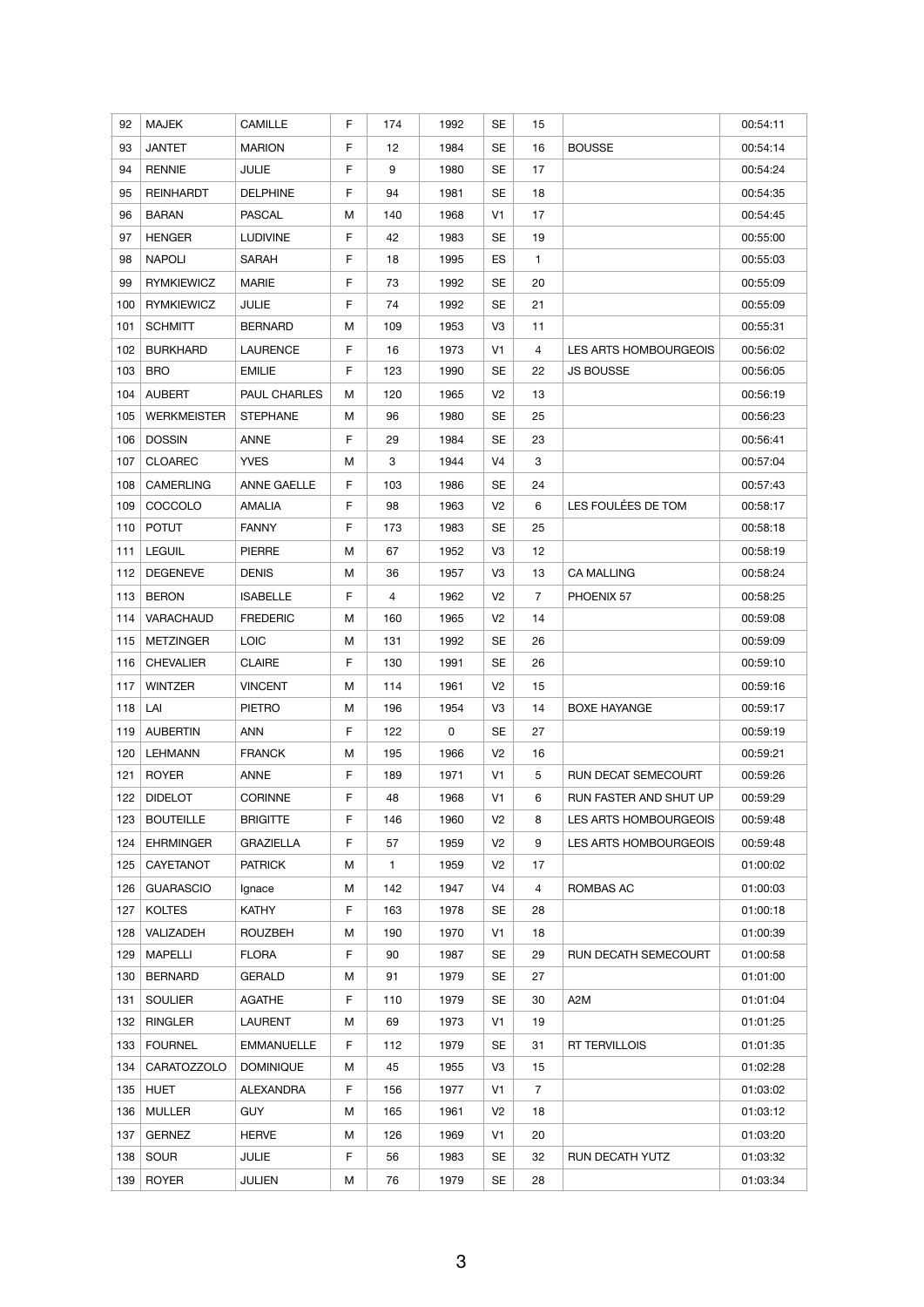| 92 | MAJEK | CAMILLE | F | 174 | 1992 | SE | 15 | | 00:54:11 |
|---|---|---|---|---|---|---|---|---|---|
| 93 | JANTET | MARION | F | 12 | 1984 | SE | 16 | BOUSSE | 00:54:14 |
| 94 | RENNIE | JULIE | F | 9 | 1980 | SE | 17 | | 00:54:24 |
| 95 | REINHARDT | DELPHINE | F | 94 | 1981 | SE | 18 | | 00:54:35 |
| 96 | BARAN | PASCAL | M | 140 | 1968 | V1 | 17 | | 00:54:45 |
| 97 | HENGER | LUDIVINE | F | 42 | 1983 | SE | 19 | | 00:55:00 |
| 98 | NAPOLI | SARAH | F | 18 | 1995 | ES | 1 | | 00:55:03 |
| 99 | RYMKIEWICZ | MARIE | F | 73 | 1992 | SE | 20 | | 00:55:09 |
| 100 | RYMKIEWICZ | JULIE | F | 74 | 1992 | SE | 21 | | 00:55:09 |
| 101 | SCHMITT | BERNARD | M | 109 | 1953 | V3 | 11 | | 00:55:31 |
| 102 | BURKHARD | LAURENCE | F | 16 | 1973 | V1 | 4 | LES ARTS HOMBOURGEOIS | 00:56:02 |
| 103 | BRO | EMILIE | F | 123 | 1990 | SE | 22 | JS BOUSSE | 00:56:05 |
| 104 | AUBERT | PAUL CHARLES | M | 120 | 1965 | V2 | 13 | | 00:56:19 |
| 105 | WERKMEISTER | STEPHANE | M | 96 | 1980 | SE | 25 | | 00:56:23 |
| 106 | DOSSIN | ANNE | F | 29 | 1984 | SE | 23 | | 00:56:41 |
| 107 | CLOAREC | YVES | M | 3 | 1944 | V4 | 3 | | 00:57:04 |
| 108 | CAMERLING | ANNE GAELLE | F | 103 | 1986 | SE | 24 | | 00:57:43 |
| 109 | COCCOLO | AMALIA | F | 98 | 1963 | V2 | 6 | LES FOULÉES DE TOM | 00:58:17 |
| 110 | POTUT | FANNY | F | 173 | 1983 | SE | 25 | | 00:58:18 |
| 111 | LEGUIL | PIERRE | M | 67 | 1952 | V3 | 12 | | 00:58:19 |
| 112 | DEGENEVE | DENIS | M | 36 | 1957 | V3 | 13 | CA MALLING | 00:58:24 |
| 113 | BERON | ISABELLE | F | 4 | 1962 | V2 | 7 | PHOENIX 57 | 00:58:25 |
| 114 | VARACHAUD | FREDERIC | M | 160 | 1965 | V2 | 14 | | 00:59:08 |
| 115 | METZINGER | LOIC | M | 131 | 1992 | SE | 26 | | 00:59:09 |
| 116 | CHEVALIER | CLAIRE | F | 130 | 1991 | SE | 26 | | 00:59:10 |
| 117 | WINTZER | VINCENT | M | 114 | 1961 | V2 | 15 | | 00:59:16 |
| 118 | LAI | PIETRO | M | 196 | 1954 | V3 | 14 | BOXE HAYANGE | 00:59:17 |
| 119 | AUBERTIN | ANN | F | 122 | 0 | SE | 27 | | 00:59:19 |
| 120 | LEHMANN | FRANCK | M | 195 | 1966 | V2 | 16 | | 00:59:21 |
| 121 | ROYER | ANNE | F | 189 | 1971 | V1 | 5 | RUN DECAT SEMECOURT | 00:59:26 |
| 122 | DIDELOT | CORINNE | F | 48 | 1968 | V1 | 6 | RUN FASTER AND SHUT UP | 00:59:29 |
| 123 | BOUTEILLE | BRIGITTE | F | 146 | 1960 | V2 | 8 | LES ARTS HOMBOURGEOIS | 00:59:48 |
| 124 | EHRMINGER | GRAZIELLA | F | 57 | 1959 | V2 | 9 | LES ARTS HOMBOURGEOIS | 00:59:48 |
| 125 | CAYETANOT | PATRICK | M | 1 | 1959 | V2 | 17 | | 01:00:02 |
| 126 | GUARASCIO | Ignace | M | 142 | 1947 | V4 | 4 | ROMBAS AC | 01:00:03 |
| 127 | KOLTES | KATHY | F | 163 | 1978 | SE | 28 | | 01:00:18 |
| 128 | VALIZADEH | ROUZBEH | M | 190 | 1970 | V1 | 18 | | 01:00:39 |
| 129 | MAPELLI | FLORA | F | 90 | 1987 | SE | 29 | RUN DECATH SEMECOURT | 01:00:58 |
| 130 | BERNARD | GERALD | M | 91 | 1979 | SE | 27 | | 01:01:00 |
| 131 | SOULIER | AGATHE | F | 110 | 1979 | SE | 30 | A2M | 01:01:04 |
| 132 | RINGLER | LAURENT | M | 69 | 1973 | V1 | 19 | | 01:01:25 |
| 133 | FOURNEL | EMMANUELLE | F | 112 | 1979 | SE | 31 | RT TERVILLOIS | 01:01:35 |
| 134 | CARATOZZOLO | DOMINIQUE | M | 45 | 1955 | V3 | 15 | | 01:02:28 |
| 135 | HUET | ALEXANDRA | F | 156 | 1977 | V1 | 7 | | 01:03:02 |
| 136 | MULLER | GUY | M | 165 | 1961 | V2 | 18 | | 01:03:12 |
| 137 | GERNEZ | HERVE | M | 126 | 1969 | V1 | 20 | | 01:03:20 |
| 138 | SOUR | JULIE | F | 56 | 1983 | SE | 32 | RUN DECATH YUTZ | 01:03:32 |
| 139 | ROYER | JULIEN | M | 76 | 1979 | SE | 28 | | 01:03:34 |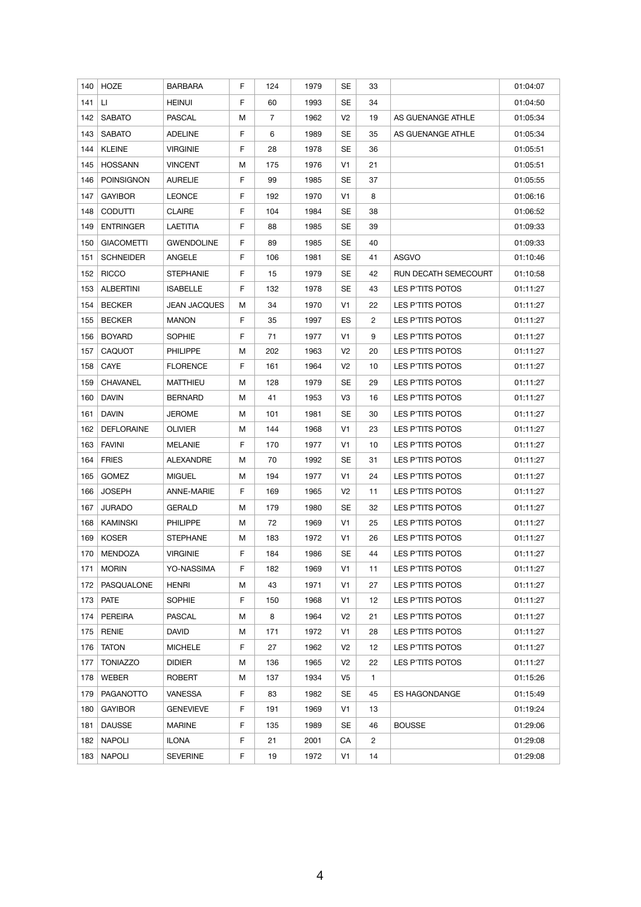| | | | | | | | | | |
|---|---|---|---|---|---|---|---|---|---|
| 140 | HOZE | BARBARA | F | 124 | 1979 | SE | 33 | | 01:04:07 |
| 141 | LI | HEINUI | F | 60 | 1993 | SE | 34 | | 01:04:50 |
| 142 | SABATO | PASCAL | M | 7 | 1962 | V2 | 19 | AS GUENANGE ATHLE | 01:05:34 |
| 143 | SABATO | ADELINE | F | 6 | 1989 | SE | 35 | AS GUENANGE ATHLE | 01:05:34 |
| 144 | KLEINE | VIRGINIE | F | 28 | 1978 | SE | 36 | | 01:05:51 |
| 145 | HOSSANN | VINCENT | M | 175 | 1976 | V1 | 21 | | 01:05:51 |
| 146 | POINSIGNON | AURELIE | F | 99 | 1985 | SE | 37 | | 01:05:55 |
| 147 | GAYIBOR | LEONCE | F | 192 | 1970 | V1 | 8 | | 01:06:16 |
| 148 | CODUTTI | CLAIRE | F | 104 | 1984 | SE | 38 | | 01:06:52 |
| 149 | ENTRINGER | LAETITIA | F | 88 | 1985 | SE | 39 | | 01:09:33 |
| 150 | GIACOMETTI | GWENDOLINE | F | 89 | 1985 | SE | 40 | | 01:09:33 |
| 151 | SCHNEIDER | ANGELE | F | 106 | 1981 | SE | 41 | ASGVO | 01:10:46 |
| 152 | RICCO | STEPHANIE | F | 15 | 1979 | SE | 42 | RUN DECATH SEMECOURT | 01:10:58 |
| 153 | ALBERTINI | ISABELLE | F | 132 | 1978 | SE | 43 | LES P'TITS POTOS | 01:11:27 |
| 154 | BECKER | JEAN JACQUES | M | 34 | 1970 | V1 | 22 | LES P'TITS POTOS | 01:11:27 |
| 155 | BECKER | MANON | F | 35 | 1997 | ES | 2 | LES P'TITS POTOS | 01:11:27 |
| 156 | BOYARD | SOPHIE | F | 71 | 1977 | V1 | 9 | LES P'TITS POTOS | 01:11:27 |
| 157 | CAQUOT | PHILIPPE | M | 202 | 1963 | V2 | 20 | LES P'TITS POTOS | 01:11:27 |
| 158 | CAYE | FLORENCE | F | 161 | 1964 | V2 | 10 | LES P'TITS POTOS | 01:11:27 |
| 159 | CHAVANEL | MATTHIEU | M | 128 | 1979 | SE | 29 | LES P'TITS POTOS | 01:11:27 |
| 160 | DAVIN | BERNARD | M | 41 | 1953 | V3 | 16 | LES P'TITS POTOS | 01:11:27 |
| 161 | DAVIN | JEROME | M | 101 | 1981 | SE | 30 | LES P'TITS POTOS | 01:11:27 |
| 162 | DEFLORAINE | OLIVIER | M | 144 | 1968 | V1 | 23 | LES P'TITS POTOS | 01:11:27 |
| 163 | FAVINI | MELANIE | F | 170 | 1977 | V1 | 10 | LES P'TITS POTOS | 01:11:27 |
| 164 | FRIES | ALEXANDRE | M | 70 | 1992 | SE | 31 | LES P'TITS POTOS | 01:11:27 |
| 165 | GOMEZ | MIGUEL | M | 194 | 1977 | V1 | 24 | LES P'TITS POTOS | 01:11:27 |
| 166 | JOSEPH | ANNE-MARIE | F | 169 | 1965 | V2 | 11 | LES P'TITS POTOS | 01:11:27 |
| 167 | JURADO | GERALD | M | 179 | 1980 | SE | 32 | LES P'TITS POTOS | 01:11:27 |
| 168 | KAMINSKI | PHILIPPE | M | 72 | 1969 | V1 | 25 | LES P'TITS POTOS | 01:11:27 |
| 169 | KOSER | STEPHANE | M | 183 | 1972 | V1 | 26 | LES P'TITS POTOS | 01:11:27 |
| 170 | MENDOZA | VIRGINIE | F | 184 | 1986 | SE | 44 | LES P'TITS POTOS | 01:11:27 |
| 171 | MORIN | YO-NASSIMA | F | 182 | 1969 | V1 | 11 | LES P'TITS POTOS | 01:11:27 |
| 172 | PASQUALONE | HENRI | M | 43 | 1971 | V1 | 27 | LES P'TITS POTOS | 01:11:27 |
| 173 | PATE | SOPHIE | F | 150 | 1968 | V1 | 12 | LES P'TITS POTOS | 01:11:27 |
| 174 | PEREIRA | PASCAL | M | 8 | 1964 | V2 | 21 | LES P'TITS POTOS | 01:11:27 |
| 175 | RENIE | DAVID | M | 171 | 1972 | V1 | 28 | LES P'TITS POTOS | 01:11:27 |
| 176 | TATON | MICHELE | F | 27 | 1962 | V2 | 12 | LES P'TITS POTOS | 01:11:27 |
| 177 | TONIAZZO | DIDIER | M | 136 | 1965 | V2 | 22 | LES P'TITS POTOS | 01:11:27 |
| 178 | WEBER | ROBERT | M | 137 | 1934 | V5 | 1 | | 01:15:26 |
| 179 | PAGANOTTO | VANESSA | F | 83 | 1982 | SE | 45 | ES HAGONDANGE | 01:15:49 |
| 180 | GAYIBOR | GENEVIEVE | F | 191 | 1969 | V1 | 13 | | 01:19:24 |
| 181 | DAUSSE | MARINE | F | 135 | 1989 | SE | 46 | BOUSSE | 01:29:06 |
| 182 | NAPOLI | ILONA | F | 21 | 2001 | CA | 2 | | 01:29:08 |
| 183 | NAPOLI | SEVERINE | F | 19 | 1972 | V1 | 14 | | 01:29:08 |